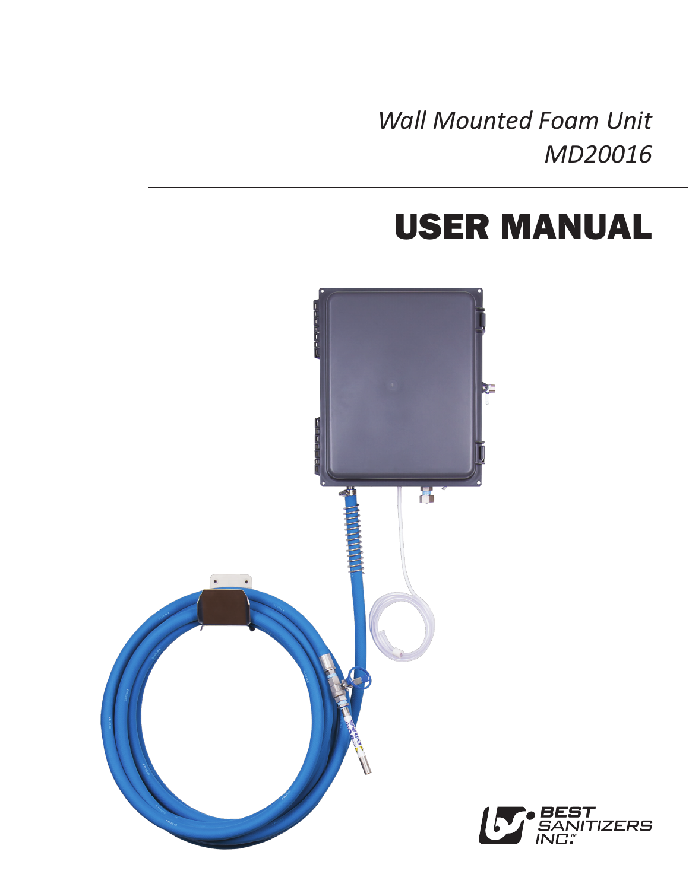*Wall Mounted Foam Unit*
*MD20016*

# USER MANUAL

BEST SANITIZERS INC.™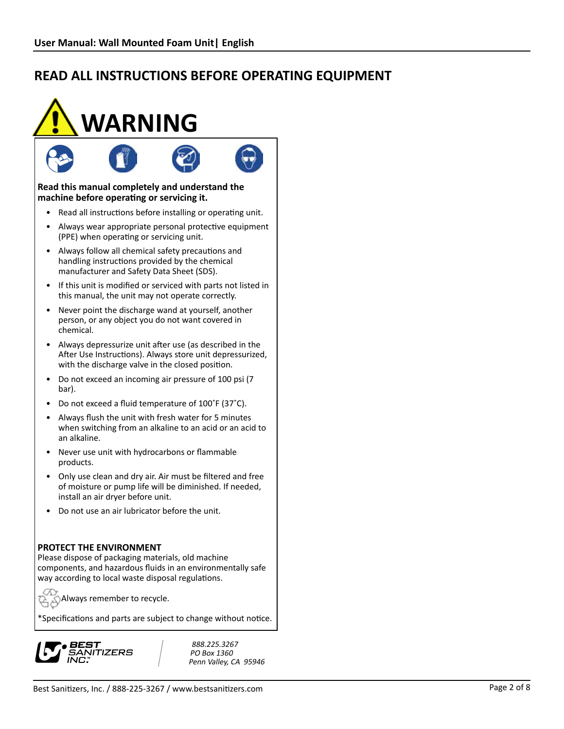## READ ALL INSTRUCTIONS BEFORE OPERATING EQUIPMENT

# WARNING

**Read this manual completely and understand the machine before operating or servicing it.**

- Read all instructions before installing or operating unit.
- Always wear appropriate personal protective equipment (PPE) when operating or servicing unit.
- Always follow all chemical safety precautions and handling instructions provided by the chemical manufacturer and Safety Data Sheet (SDS).
- If this unit is modified or serviced with parts not listed in this manual, the unit may not operate correctly.
- Never point the discharge wand at yourself, another person, or any object you do not want covered in chemical.
- Always depressurize unit after use (as described in the After Use Instructions). Always store unit depressurized, with the discharge valve in the closed position.
- Do not exceed an incoming air pressure of 100 psi (7 bar).
- Do not exceed a fluid temperature of 100˚F (37˚C).
- Always flush the unit with fresh water for 5 minutes when switching from an alkaline to an acid or an acid to an alkaline.
- Never use unit with hydrocarbons or flammable products.
- Only use clean and dry air. Air must be filtered and free of moisture or pump life will be diminished. If needed, install an air dryer before unit.
- Do not use an air lubricator before the unit.

**PROTECT THE ENVIRONMENT**
Please dispose of packaging materials, old machine components, and hazardous fluids in an environmentally safe way according to local waste disposal regulations.

Always remember to recycle.

*Specifications and parts are subject to change without notice.

BEST SANITIZERS INC.™

*888.225.3267*
*PO Box 1360*
*Penn Valley, CA 95946*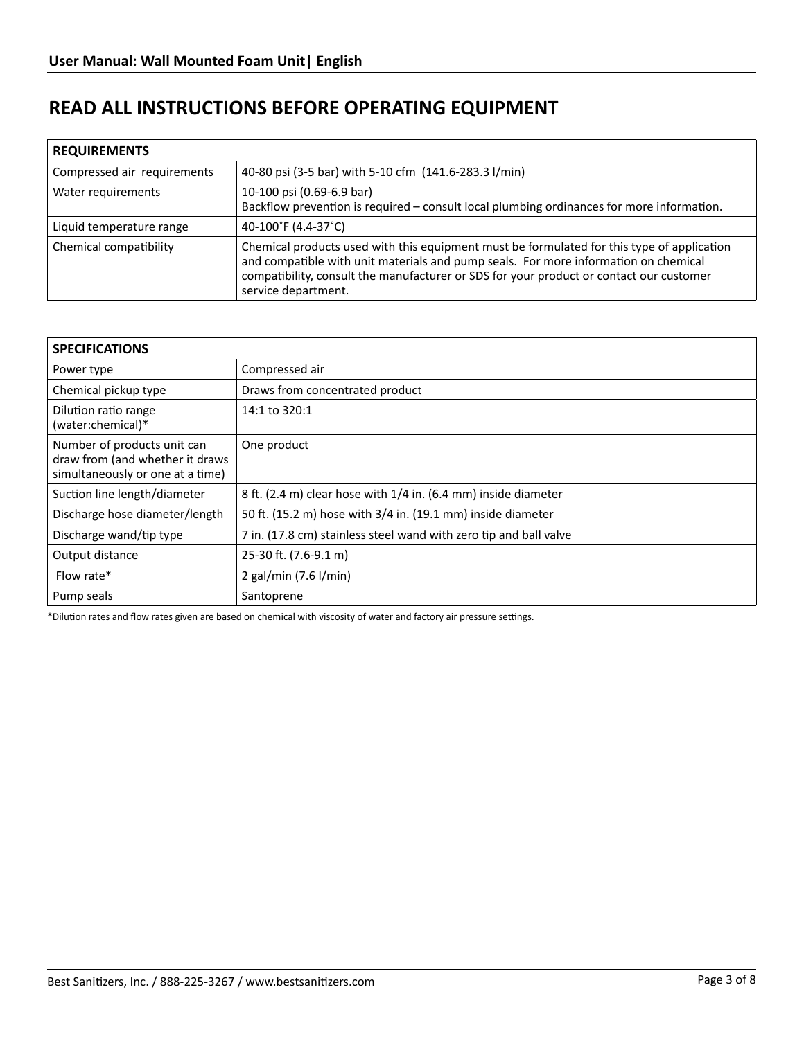# READ ALL INSTRUCTIONS BEFORE OPERATING EQUIPMENT

| **REQUIREMENTS** | |
|---|---|
| Compressed air requirements | 40-80 psi (3-5 bar) with 5-10 cfm (141.6-283.3 l/min) |
| Water requirements | 10-100 psi (0.69-6.9 bar)<br>Backflow prevention is required – consult local plumbing ordinances for more information. |
| Liquid temperature range | 40-100˚F (4.4-37˚C) |
| Chemical compatibility | Chemical products used with this equipment must be formulated for this type of application and compatible with unit materials and pump seals. For more information on chemical compatibility, consult the manufacturer or SDS for your product or contact our customer service department. |

| **SPECIFICATIONS** | |
|---|---|
| Power type | Compressed air |
| Chemical pickup type | Draws from concentrated product |
| Dilution ratio range (water:chemical)* | 14:1 to 320:1 |
| Number of products unit can draw from (and whether it draws simultaneously or one at a time) | One product |
| Suction line length/diameter | 8 ft. (2.4 m) clear hose with 1/4 in. (6.4 mm) inside diameter |
| Discharge hose diameter/length | 50 ft. (15.2 m) hose with 3/4 in. (19.1 mm) inside diameter |
| Discharge wand/tip type | 7 in. (17.8 cm) stainless steel wand with zero tip and ball valve |
| Output distance | 25-30 ft. (7.6-9.1 m) |
| Flow rate* | 2 gal/min (7.6 l/min) |
| Pump seals | Santoprene |

*Dilution rates and flow rates given are based on chemical with viscosity of water and factory air pressure settings.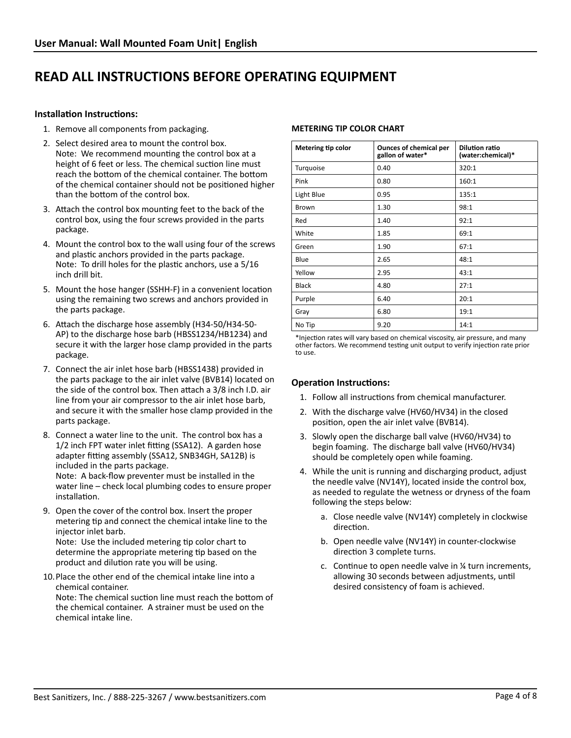# READ ALL INSTRUCTIONS BEFORE OPERATING EQUIPMENT

## Installation Instructions:

1. Remove all components from packaging.
2. Select desired area to mount the control box.
   Note: We recommend mounting the control box at a height of 6 feet or less. The chemical suction line must reach the bottom of the chemical container. The bottom of the chemical container should not be positioned higher than the bottom of the control box.
3. Attach the control box mounting feet to the back of the control box, using the four screws provided in the parts package.
4. Mount the control box to the wall using four of the screws and plastic anchors provided in the parts package.
   Note: To drill holes for the plastic anchors, use a 5/16 inch drill bit.
5. Mount the hose hanger (SSHH-F) in a convenient location using the remaining two screws and anchors provided in the parts package.
6. Attach the discharge hose assembly (H34-50/H34-50-AP) to the discharge hose barb (HBSS1234/HB1234) and secure it with the larger hose clamp provided in the parts package.
7. Connect the air inlet hose barb (HBSS1438) provided in the parts package to the air inlet valve (BVB14) located on the side of the control box. Then attach a 3/8 inch I.D. air line from your air compressor to the air inlet hose barb, and secure it with the smaller hose clamp provided in the parts package.
8. Connect a water line to the unit. The control box has a 1/2 inch FPT water inlet fitting (SSA12). A garden hose adapter fitting assembly (SSA12, SNB34GH, SA12B) is included in the parts package.
   Note: A back-flow preventer must be installed in the water line – check local plumbing codes to ensure proper installation.
9. Open the cover of the control box. Insert the proper metering tip and connect the chemical intake line to the injector inlet barb.
   Note: Use the included metering tip color chart to determine the appropriate metering tip based on the product and dilution rate you will be using.
10. Place the other end of the chemical intake line into a chemical container.
    Note: The chemical suction line must reach the bottom of the chemical container. A strainer must be used on the chemical intake line.

**METERING TIP COLOR CHART**

| Metering tip color | Ounces of chemical per gallon of water* | Dilution ratio (water:chemical)* |
|---|---|---|
| Turquoise | 0.40 | 320:1 |
| Pink | 0.80 | 160:1 |
| Light Blue | 0.95 | 135:1 |
| Brown | 1.30 | 98:1 |
| Red | 1.40 | 92:1 |
| White | 1.85 | 69:1 |
| Green | 1.90 | 67:1 |
| Blue | 2.65 | 48:1 |
| Yellow | 2.95 | 43:1 |
| Black | 4.80 | 27:1 |
| Purple | 6.40 | 20:1 |
| Gray | 6.80 | 19:1 |
| No Tip | 9.20 | 14:1 |

*Injection rates will vary based on chemical viscosity, air pressure, and many other factors. We recommend testing unit output to verify injection rate prior to use.

## Operation Instructions:

1. Follow all instructions from chemical manufacturer.
2. With the discharge valve (HV60/HV34) in the closed position, open the air inlet valve (BVB14).
3. Slowly open the discharge ball valve (HV60/HV34) to begin foaming. The discharge ball valve (HV60/HV34) should be completely open while foaming.
4. While the unit is running and discharging product, adjust the needle valve (NV14Y), located inside the control box, as needed to regulate the wetness or dryness of the foam following the steps below:
   a. Close needle valve (NV14Y) completely in clockwise direction.
   b. Open needle valve (NV14Y) in counter-clockwise direction 3 complete turns.
   c. Continue to open needle valve in ¼ turn increments, allowing 30 seconds between adjustments, until desired consistency of foam is achieved.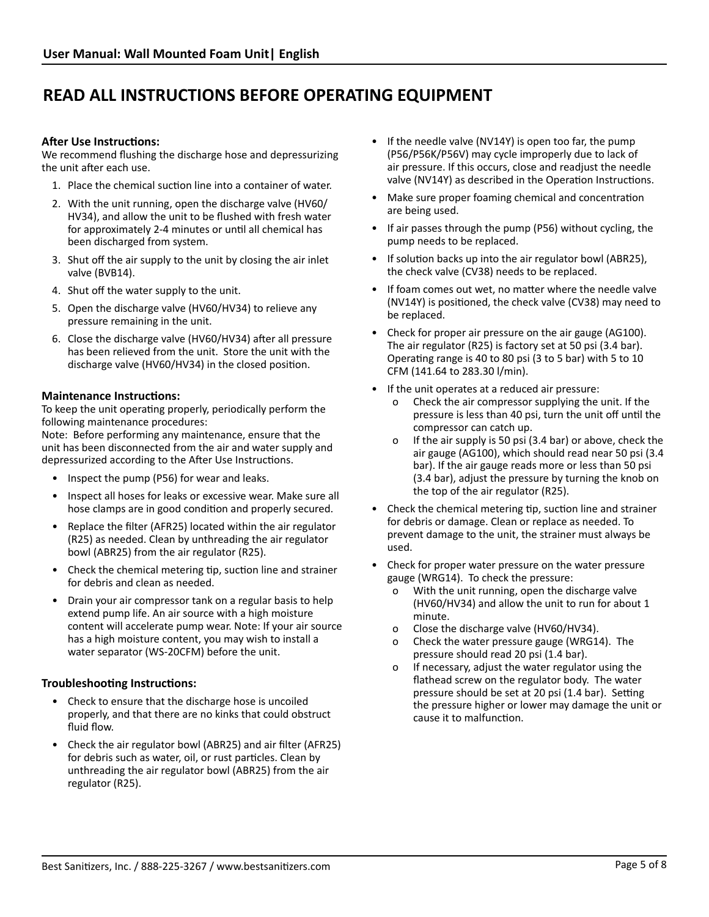# READ ALL INSTRUCTIONS BEFORE OPERATING EQUIPMENT

### After Use Instructions:

We recommend flushing the discharge hose and depressurizing the unit after each use.

1. Place the chemical suction line into a container of water.
2. With the unit running, open the discharge valve (HV60/HV34), and allow the unit to be flushed with fresh water for approximately 2-4 minutes or until all chemical has been discharged from system.
3. Shut off the air supply to the unit by closing the air inlet valve (BVB14).
4. Shut off the water supply to the unit.
5. Open the discharge valve (HV60/HV34) to relieve any pressure remaining in the unit.
6. Close the discharge valve (HV60/HV34) after all pressure has been relieved from the unit. Store the unit with the discharge valve (HV60/HV34) in the closed position.

### Maintenance Instructions:

To keep the unit operating properly, periodically perform the following maintenance procedures:
Note: Before performing any maintenance, ensure that the unit has been disconnected from the air and water supply and depressurized according to the After Use Instructions.

- Inspect the pump (P56) for wear and leaks.
- Inspect all hoses for leaks or excessive wear. Make sure all hose clamps are in good condition and properly secured.
- Replace the filter (AFR25) located within the air regulator (R25) as needed. Clean by unthreading the air regulator bowl (ABR25) from the air regulator (R25).
- Check the chemical metering tip, suction line and strainer for debris and clean as needed.
- Drain your air compressor tank on a regular basis to help extend pump life. An air source with a high moisture content will accelerate pump wear. Note: If your air source has a high moisture content, you may wish to install a water separator (WS-20CFM) before the unit.

### Troubleshooting Instructions:

- Check to ensure that the discharge hose is uncoiled properly, and that there are no kinks that could obstruct fluid flow.
- Check the air regulator bowl (ABR25) and air filter (AFR25) for debris such as water, oil, or rust particles. Clean by unthreading the air regulator bowl (ABR25) from the air regulator (R25).
- If the needle valve (NV14Y) is open too far, the pump (P56/P56K/P56V) may cycle improperly due to lack of air pressure. If this occurs, close and readjust the needle valve (NV14Y) as described in the Operation Instructions.
- Make sure proper foaming chemical and concentration are being used.
- If air passes through the pump (P56) without cycling, the pump needs to be replaced.
- If solution backs up into the air regulator bowl (ABR25), the check valve (CV38) needs to be replaced.
- If foam comes out wet, no matter where the needle valve (NV14Y) is positioned, the check valve (CV38) may need to be replaced.
- Check for proper air pressure on the air gauge (AG100). The air regulator (R25) is factory set at 50 psi (3.4 bar). Operating range is 40 to 80 psi (3 to 5 bar) with 5 to 10 CFM (141.64 to 283.30 l/min).
- If the unit operates at a reduced air pressure:
  - Check the air compressor supplying the unit. If the pressure is less than 40 psi, turn the unit off until the compressor can catch up.
  - If the air supply is 50 psi (3.4 bar) or above, check the air gauge (AG100), which should read near 50 psi (3.4 bar). If the air gauge reads more or less than 50 psi (3.4 bar), adjust the pressure by turning the knob on the top of the air regulator (R25).
- Check the chemical metering tip, suction line and strainer for debris or damage. Clean or replace as needed. To prevent damage to the unit, the strainer must always be used.
- Check for proper water pressure on the water pressure gauge (WRG14). To check the pressure:
  - With the unit running, open the discharge valve (HV60/HV34) and allow the unit to run for about 1 minute.
  - Close the discharge valve (HV60/HV34).
  - Check the water pressure gauge (WRG14). The pressure should read 20 psi (1.4 bar).
  - If necessary, adjust the water regulator using the flathead screw on the regulator body. The water pressure should be set at 20 psi (1.4 bar). Setting the pressure higher or lower may damage the unit or cause it to malfunction.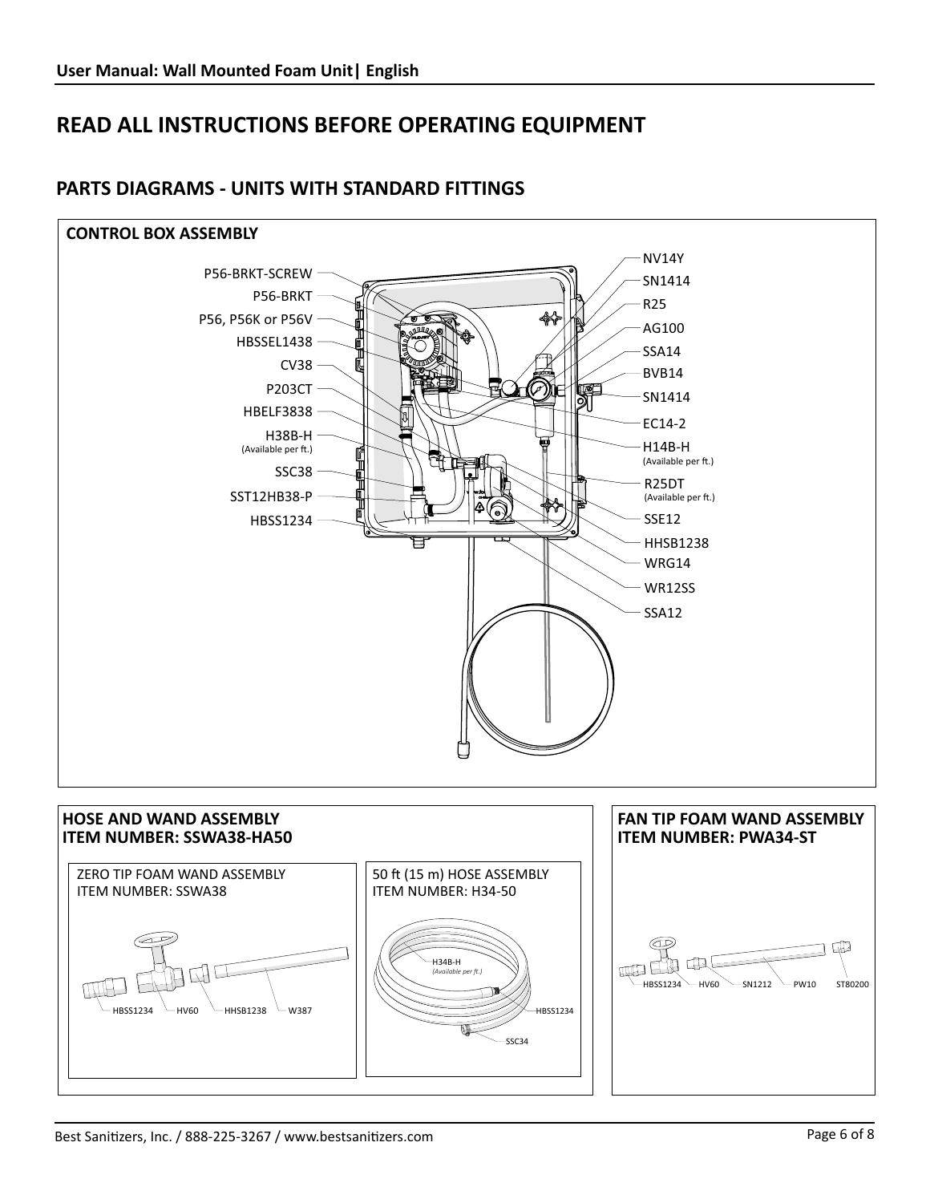# READ ALL INSTRUCTIONS BEFORE OPERATING EQUIPMENT

## PARTS DIAGRAMS - UNITS WITH STANDARD FITTINGS

### CONTROL BOX ASSEMBLY

P56-BRKT-SCREW
P56-BRKT
P56, P56K or P56V
HBSSEL1438
CV38
P203CT
HBELF3838
H38B-H (Available per ft.)
SSC38
SST12HB38-P
HBSS1234

NV14Y
SN1414
R25
AG100
SSA14
BVB14
SN1414
EC14-2
H14B-H (Available per ft.)
R25DT (Available per ft.)
SSE12
HHSB1238
WRG14
WR12SS
SSA12

### HOSE AND WAND ASSEMBLY
### ITEM NUMBER: SSWA38-HA50

ZERO TIP FOAM WAND ASSEMBLY
ITEM NUMBER: SSWA38

HBSS1234 HV60 HHSB1238 W387

50 ft (15 m) HOSE ASSEMBLY
ITEM NUMBER: H34-50

H34B-H *(Available per ft.)*
HBSS1234
SSC34

### FAN TIP FOAM WAND ASSEMBLY
### ITEM NUMBER: PWA34-ST

HBSS1234 HV60 SN1212 PW10 ST80200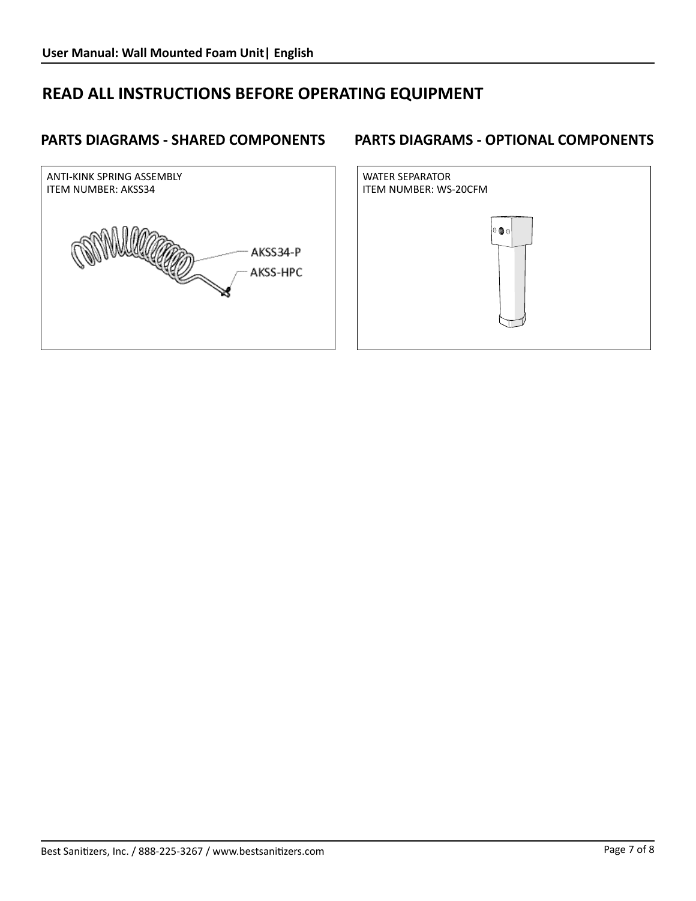# READ ALL INSTRUCTIONS BEFORE OPERATING EQUIPMENT

## PARTS DIAGRAMS - SHARED COMPONENTS

ANTI-KINK SPRING ASSEMBLY
ITEM NUMBER: AKSS34

AKSS34-P
AKSS-HPC

## PARTS DIAGRAMS - OPTIONAL COMPONENTS

WATER SEPARATOR
ITEM NUMBER: WS-20CFM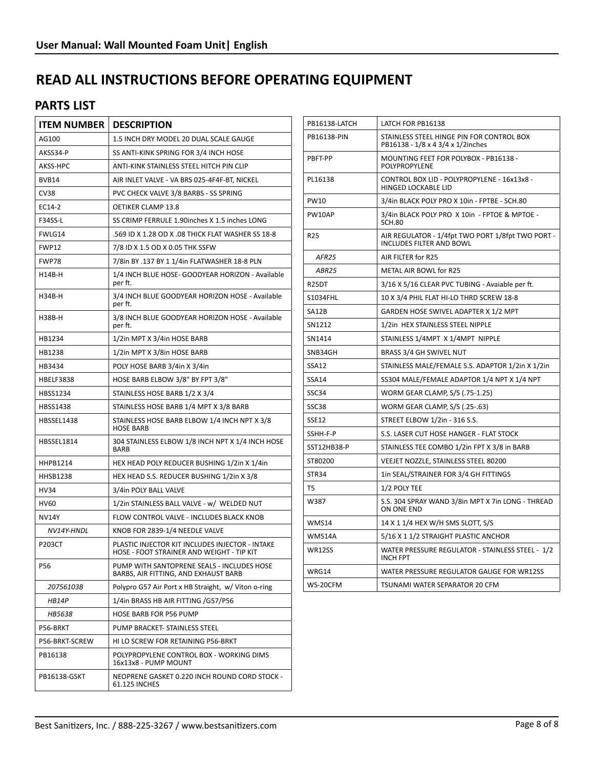# READ ALL INSTRUCTIONS BEFORE OPERATING EQUIPMENT

## PARTS LIST

| ITEM NUMBER | DESCRIPTION |
|---|---|
| AG100 | 1.5 INCH DRY MODEL 20 DUAL SCALE GAUGE |
| AKSS34-P | SS ANTI-KINK SPRING FOR 3/4 INCH HOSE |
| AKSS-HPC | ANTI-KINK STAINLESS STEEL HITCH PIN CLIP |
| BVB14 | AIR INLET VALVE - VA BRS 025-4F4F-BT, NICKEL |
| CV38 | PVC CHECK VALVE 3/8 BARBS - SS SPRING |
| EC14-2 | OETIKER CLAMP 13.8 |
| F34SS-L | SS CRIMP FERRULE 1.90inches X 1.5 inches LONG |
| FWLG14 | .569 ID X 1.28 OD X .08 THICK FLAT WASHER SS 18-8 |
| FWP12 | 7/8 ID X 1.5 OD X 0.05 THK SSFW |
| FWP78 | 7/8in BY .137 BY 1 1/4in FLATWASHER 18-8 PLN |
| H14B-H | 1/4 INCH BLUE HOSE- GOODYEAR HORIZON - Available per ft. |
| H34B-H | 3/4 INCH BLUE GOODYEAR HORIZON HOSE - Available per ft. |
| H38B-H | 3/8 INCH BLUE GOODYEAR HORIZON HOSE - Available per ft. |
| HB1234 | 1/2in MPT X 3/4in HOSE BARB |
| HB1238 | 1/2in MPT X 3/8in HOSE BARB |
| HB3434 | POLY HOSE BARB 3/4in X 3/4in |
| HBELF3838 | HOSE BARB ELBOW 3/8" BY FPT 3/8" |
| HBSS1234 | STAINLESS HOSE BARB 1/2 X 3/4 |
| HBSS1438 | STAINLESS HOSE BARB 1/4 MPT X 3/8 BARB |
| HBSSEL1438 | STAINLESS HOSE BARB ELBOW 1/4 INCH NPT X 3/8 HOSE BARB |
| HBSSEL1814 | 304 STAINLESS ELBOW 1/8 INCH NPT X 1/4 INCH HOSE BARB |
| HHPB1214 | HEX HEAD POLY REDUCER BUSHING 1/2in X 1/4in |
| HHSB1238 | HEX HEAD S.S. REDUCER BUSHING 1/2in X 3/8 |
| HV34 | 3/4in POLY BALL VALVE |
| HV60 | 1/2in STAINLESS BALL VALVE - w/ WELDED NUT |
| NV14Y | FLOW CONTROL VALVE - INCLUDES BLACK KNOB |
| *NV14Y-HNDL* | KNOB FOR 2839-1/4 NEEDLE VALVE |
| P203CT | PLASTIC INJECTOR KIT INCLUDES INJECTOR - INTAKE HOSE - FOOT STRAINER AND WEIGHT - TIP KIT |
| P56 | PUMP WITH SANTOPRENE SEALS - INCLUDES HOSE BARBS, AIR FITTING, AND EXHAUST BARB |
| *20756103B* | Polypro G57 Air Port x HB Straight, w/ Viton o-ring |
| *HB14P* | 1/4in BRASS HB AIR FITTING /G57/P56 |
| *HB5638* | HOSE BARB FOR P56 PUMP |
| P56-BRKT | PUMP BRACKET- STAINLESS STEEL |
| P56-BRKT-SCREW | HI LO SCREW FOR RETAINING P56-BRKT |
| PB16138 | POLYPROPYLENE CONTROL BOX - WORKING DIMS 16x13x8 - PUMP MOUNT |
| PB16138-GSKT | NEOPRENE GASKET 0.220 INCH ROUND CORD STOCK - 61.125 INCHES |
| PB16138-LATCH | LATCH FOR PB16138 |
| PB16138-PIN | STAINLESS STEEL HINGE PIN FOR CONTROL BOX PB16138 - 1/8 x 4 3/4 x 1/2inches |
| PBFT-PP | MOUNTING FEET FOR POLYBOX - PB16138 - POLYPROPYLENE |
| PL16138 | CONTROL BOX LID - POLYPROPYLENE - 16x13x8 - HINGED LOCKABLE LID |
| PW10 | 3/4in BLACK POLY PRO X 10in - FPTBE - SCH.80 |
| PW10AP | 3/4in BLACK POLY PRO X 10in - FPTOE & MPTOE - SCH.80 |
| R25 | AIR REGULATOR - 1/4fpt TWO PORT 1/8fpt TWO PORT - INCLUDES FILTER AND BOWL |
| *AFR25* | AIR FILTER for R25 |
| *ABR25* | METAL AIR BOWL for R25 |
| R25DT | 3/16 X 5/16 CLEAR PVC TUBING - Avaiable per ft. |
| S1034FHL | 10 X 3/4 PHIL FLAT HI-LO THRD SCREW 18-8 |
| SA12B | GARDEN HOSE SWIVEL ADAPTER X 1/2 MPT |
| SN1212 | 1/2in HEX STAINLESS STEEL NIPPLE |
| SN1414 | STAINLESS 1/4MPT X 1/4MPT NIPPLE |
| SNB34GH | BRASS 3/4 GH SWIVEL NUT |
| SSA12 | STAINLESS MALE/FEMALE S.S. ADAPTOR 1/2in X 1/2in |
| SSA14 | SS304 MALE/FEMALE ADAPTOR 1/4 NPT X 1/4 NPT |
| SSC34 | WORM GEAR CLAMP, S/S (.75-1.25) |
| SSC38 | WORM GEAR CLAMP, S/S (.25-.63) |
| SSE12 | STREET ELBOW 1/2in - 316 S.S. |
| SSHH-F-P | S.S. LASER CUT HOSE HANGER - FLAT STOCK |
| SST12HB38-P | STAINLESS TEE COMBO 1/2in FPT X 3/8 in BARB |
| ST80200 | VEEJET NOZZLE, STAINLESS STEEL 80200 |
| STR34 | 1in SEAL/STRAINER FOR 3/4 GH FITTINGS |
| T5 | 1/2 POLY TEE |
| W387 | S.S. 304 SPRAY WAND 3/8in MPT X 7in LONG - THREAD ON ONE END |
| WMS14 | 14 X 1 1/4 HEX W/H SMS SLOTT, S/S |
| WMS14A | 5/16 X 1 1/2 STRAIGHT PLASTIC ANCHOR |
| WR12SS | WATER PRESSURE REGULATOR - STAINLESS STEEL - 1/2 INCH FPT |
| WRG14 | WATER PRESSURE REGULATOR GAUGE FOR WR12SS |
| WS-20CFM | TSUNAMI WATER SEPARATOR 20 CFM |